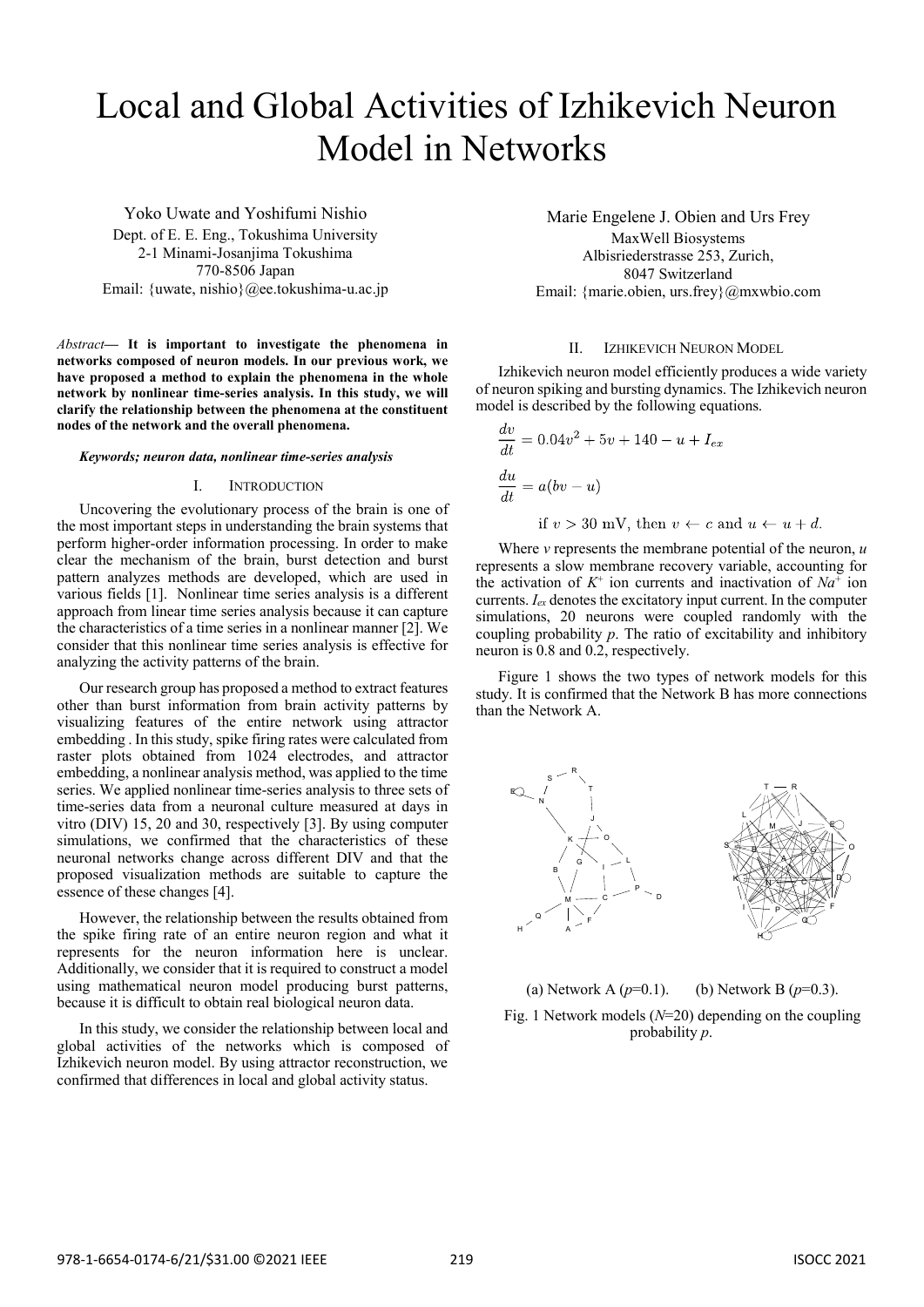# Local and Global Activities of Izhikevich Neuron Model in Networks

Yoko Uwate and Yoshifumi Nishio
Dept. of E. E. Eng., Tokushima University
2-1 Minami-Josanjima Tokushima
770-8506 Japan
Email: {uwate, nishio}@ee.tokushima-u.ac.jp

Marie Engelene J. Obien and Urs Frey
MaxWell Biosystems
Albisriederstrasse 253, Zurich,
8047 Switzerland
Email: {marie.obien, urs.frey}@mxwbio.com

*Abstract*— **It is important to investigate the phenomena in networks composed of neuron models. In our previous work, we have proposed a method to explain the phenomena in the whole network by nonlinear time-series analysis. In this study, we will clarify the relationship between the phenomena at the constituent nodes of the network and the overall phenomena.**

***Keywords; neuron data, nonlinear time-series analysis***

## I. Introduction

Uncovering the evolutionary process of the brain is one of the most important steps in understanding the brain systems that perform higher-order information processing. In order to make clear the mechanism of the brain, burst detection and burst pattern analyzes methods are developed, which are used in various fields [1]. Nonlinear time series analysis is a different approach from linear time series analysis because it can capture the characteristics of a time series in a nonlinear manner [2]. We consider that this nonlinear time series analysis is effective for analyzing the activity patterns of the brain.

Our research group has proposed a method to extract features other than burst information from brain activity patterns by visualizing features of the entire network using attractor embedding . In this study, spike firing rates were calculated from raster plots obtained from 1024 electrodes, and attractor embedding, a nonlinear analysis method, was applied to the time series. We applied nonlinear time-series analysis to three sets of time-series data from a neuronal culture measured at days in vitro (DIV) 15, 20 and 30, respectively [3]. By using computer simulations, we confirmed that the characteristics of these neuronal networks change across different DIV and that the proposed visualization methods are suitable to capture the essence of these changes [4].

However, the relationship between the results obtained from the spike firing rate of an entire neuron region and what it represents for the neuron information here is unclear. Additionally, we consider that it is required to construct a model using mathematical neuron model producing burst patterns, because it is difficult to obtain real biological neuron data.

In this study, we consider the relationship between local and global activities of the networks which is composed of Izhikevich neuron model. By using attractor reconstruction, we confirmed that differences in local and global activity status.

## II. Izhikevich Neuron Model

Izhikevich neuron model efficiently produces a wide variety of neuron spiking and bursting dynamics. The Izhikevich neuron model is described by the following equations.

$$\frac{dv}{dt} = 0.04v^2 + 5v + 140 - u + I_{ex}$$

$$\frac{du}{dt} = a(bv - u)$$

$$\text{if } v > 30 \text{ mV, then } v \leftarrow c \text{ and } u \leftarrow u + d.$$

Where $v$ represents the membrane potential of the neuron, $u$ represents a slow membrane recovery variable, accounting for the activation of $K^+$ ion currents and inactivation of $Na^+$ ion currents. $I_{ex}$ denotes the excitatory input current. In the computer simulations, 20 neurons were coupled randomly with the coupling probability $p$. The ratio of excitability and inhibitory neuron is 0.8 and 0.2, respectively.

Figure 1 shows the two types of network models for this study. It is confirmed that the Network B has more connections than the Network A.

(a) Network A ($p$=0.1). (b) Network B ($p$=0.3).

Fig. 1 Network models ($N$=20) depending on the coupling probability $p$.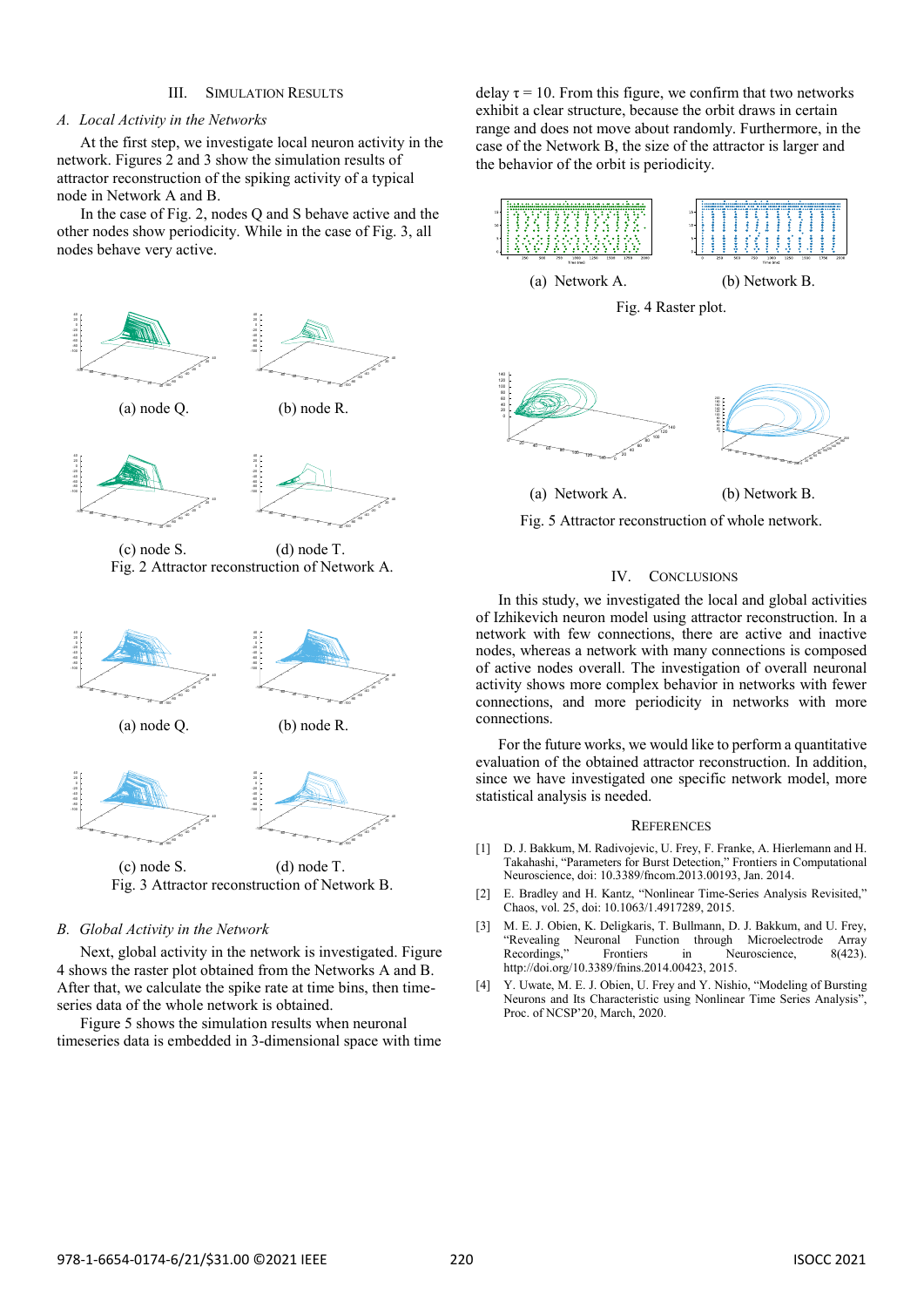## III. Simulation Results

### A. Local Activity in the Networks

At the first step, we investigate local neuron activity in the network. Figures 2 and 3 show the simulation results of attractor reconstruction of the spiking activity of a typical node in Network A and B.

In the case of Fig. 2, nodes Q and S behave active and the other nodes show periodicity. While in the case of Fig. 3, all nodes behave very active.

(a) node Q. (b) node R.

(c) node S. (d) node T.

Fig. 2 Attractor reconstruction of Network A.

(a) node Q. (b) node R.

(c) node S. (d) node T.

Fig. 3 Attractor reconstruction of Network B.

### B. Global Activity in the Network

Next, global activity in the network is investigated. Figure 4 shows the raster plot obtained from the Networks A and B. After that, we calculate the spike rate at time bins, then time-series data of the whole network is obtained.

Figure 5 shows the simulation results when neuronal timeseries data is embedded in 3-dimensional space with time delay $\tau = 10$. From this figure, we confirm that two networks exhibit a clear structure, because the orbit draws in certain range and does not move about randomly. Furthermore, in the case of the Network B, the size of the attractor is larger and the behavior of the orbit is periodicity.

(a) Network A. (b) Network B.

Fig. 4 Raster plot.

(a) Network A. (b) Network B.

Fig. 5 Attractor reconstruction of whole network.

## IV. Conclusions

In this study, we investigated the local and global activities of Izhikevich neuron model using attractor reconstruction. In a network with few connections, there are active and inactive nodes, whereas a network with many connections is composed of active nodes overall. The investigation of overall neuronal activity shows more complex behavior in networks with fewer connections, and more periodicity in networks with more connections.

For the future works, we would like to perform a quantitative evaluation of the obtained attractor reconstruction. In addition, since we have investigated one specific network model, more statistical analysis is needed.

## References

[1] D. J. Bakkum, M. Radivojevic, U. Frey, F. Franke, A. Hierlemann and H. Takahashi, "Parameters for Burst Detection," Frontiers in Computational Neuroscience, doi: 10.3389/fncom.2013.00193, Jan. 2014.

[2] E. Bradley and H. Kantz, "Nonlinear Time-Series Analysis Revisited," Chaos, vol. 25, doi: 10.1063/1.4917289, 2015.

[3] M. E. J. Obien, K. Deligkaris, T. Bullmann, D. J. Bakkum, and U. Frey, "Revealing Neuronal Function through Microelectrode Array Recordings," Frontiers in Neuroscience, 8(423). http://doi.org/10.3389/fnins.2014.00423, 2015.

[4] Y. Uwate, M. E. J. Obien, U. Frey and Y. Nishio, "Modeling of Bursting Neurons and Its Characteristic using Nonlinear Time Series Analysis", Proc. of NCSP'20, March, 2020.